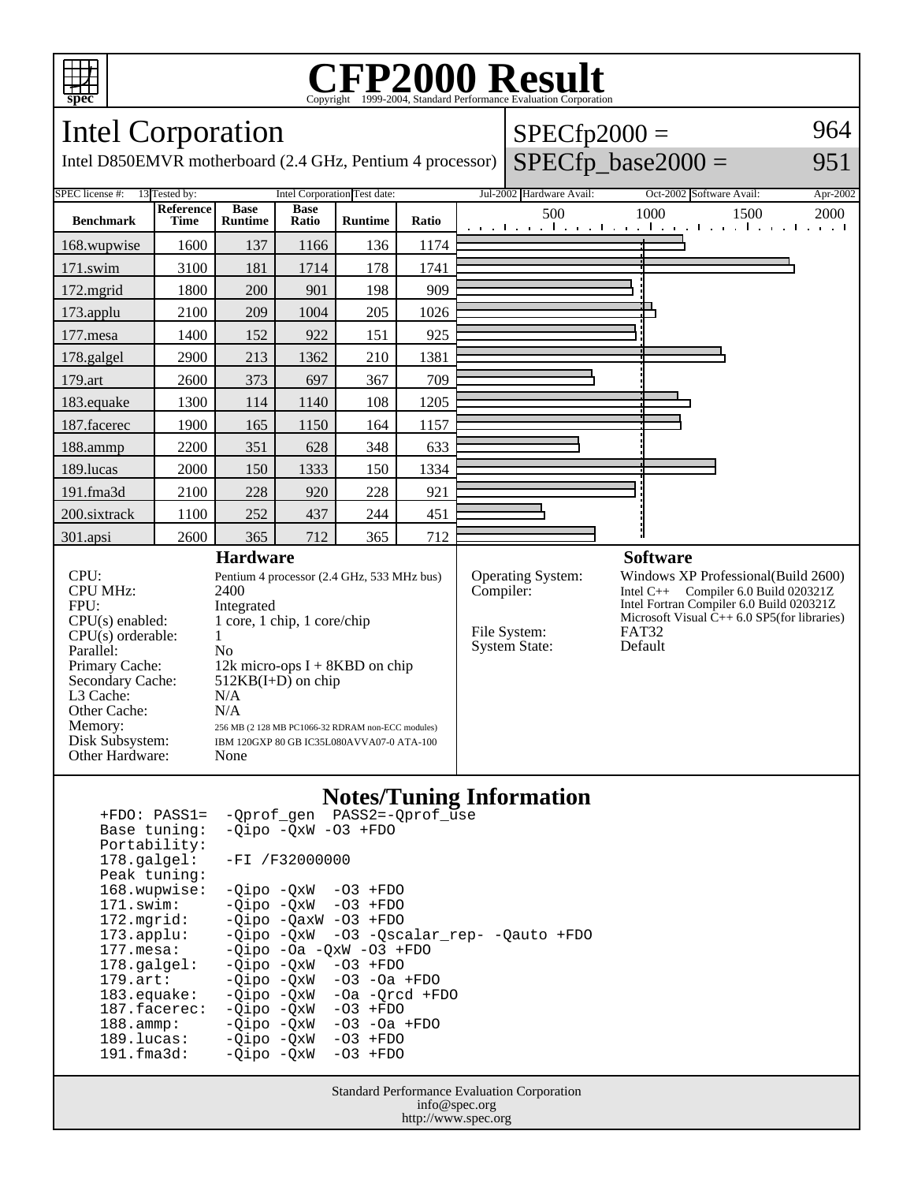# CFP2000 Result

Copyright 1999-2004, Standard Performance Evaluation Corporation

## Intel Corporation

Intel D850EMVR motherboard (2.4 GHz, Pentium 4 processor)

SPECfp2000 = 964

SPECfp_base2000 = 951

SPEC license #: 13 Tested by: Intel Corporation Test date: Jul-2002 Hardware Avail: Oct-2002 Software Avail: Apr-2002

| Benchmark | Reference Time | Base Runtime | Base Ratio | Runtime | Ratio |
|---|---|---|---|---|---|
| 168.wupwise | 1600 | 137 | 1166 | 136 | 1174 |
| 171.swim | 3100 | 181 | 1714 | 178 | 1741 |
| 172.mgrid | 1800 | 200 | 901 | 198 | 909 |
| 173.applu | 2100 | 209 | 1004 | 205 | 1026 |
| 177.mesa | 1400 | 152 | 922 | 151 | 925 |
| 178.galgel | 2900 | 213 | 1362 | 210 | 1381 |
| 179.art | 2600 | 373 | 697 | 367 | 709 |
| 183.equake | 1300 | 114 | 1140 | 108 | 1205 |
| 187.facerec | 1900 | 165 | 1150 | 164 | 1157 |
| 188.ammp | 2200 | 351 | 628 | 348 | 633 |
| 189.lucas | 2000 | 150 | 1333 | 150 | 1334 |
| 191.fma3d | 2100 | 228 | 920 | 228 | 921 |
| 200.sixtrack | 1100 | 252 | 437 | 244 | 451 |
| 301.apsi | 2600 | 365 | 712 | 365 | 712 |

### Hardware

| | |
|---|---|
| CPU: | Pentium 4 processor (2.4 GHz, 533 MHz bus) |
| CPU MHz: | 2400 |
| FPU: | Integrated |
| CPU(s) enabled: | 1 core, 1 chip, 1 core/chip |
| CPU(s) orderable: | 1 |
| Parallel: | No |
| Primary Cache: | 12k micro-ops I + 8KBD on chip |
| Secondary Cache: | 512KB(I+D) on chip |
| L3 Cache: | N/A |
| Other Cache: | N/A |
| Memory: | 256 MB (2 128 MB PC1066-32 RDRAM non-ECC modules) |
| Disk Subsystem: | IBM 120GXP 80 GB IC35L080AVVA07-0 ATA-100 |
| Other Hardware: | None |

### Software

| | |
|---|---|
| Operating System: | Windows XP Professional(Build 2600) |
| Compiler: | Intel C++ Compiler 6.0 Build 020321Z<br>Intel Fortran Compiler 6.0 Build 020321Z<br>Microsoft Visual C++ 6.0 SP5(for libraries) |
| File System: | FAT32 |
| System State: | Default |

### Notes/Tuning Information

```
+FDO: PASS1=  -Qprof_gen  PASS2=-Qprof_use
Base tuning:  -Qipo -QxW -O3 +FDO
Portability:
178.galgel:   -FI /F32000000
Peak tuning:
168.wupwise:  -Qipo -QxW  -O3 +FDO
171.swim:     -Qipo -QxW  -O3 +FDO
172.mgrid:    -Qipo -QaxW -O3 +FDO
173.applu:    -Qipo -QxW  -O3 -Qscalar_rep- -Qauto +FDO
177.mesa:     -Qipo -Oa -QxW -O3 +FDO
178.galgel:   -Qipo -QxW  -O3 +FDO
179.art:      -Qipo -QxW  -O3 -Oa +FDO
183.equake:   -Qipo -QxW  -Oa -Qrcd +FDO
187.facerec:  -Qipo -QxW  -O3 +FDO
188.ammp:     -Qipo -QxW  -O3 -Oa +FDO
189.lucas:    -Qipo -QxW  -O3 +FDO
191.fma3d:    -Qipo -QxW  -O3 +FDO
```

Standard Performance Evaluation Corporation
info@spec.org
http://www.spec.org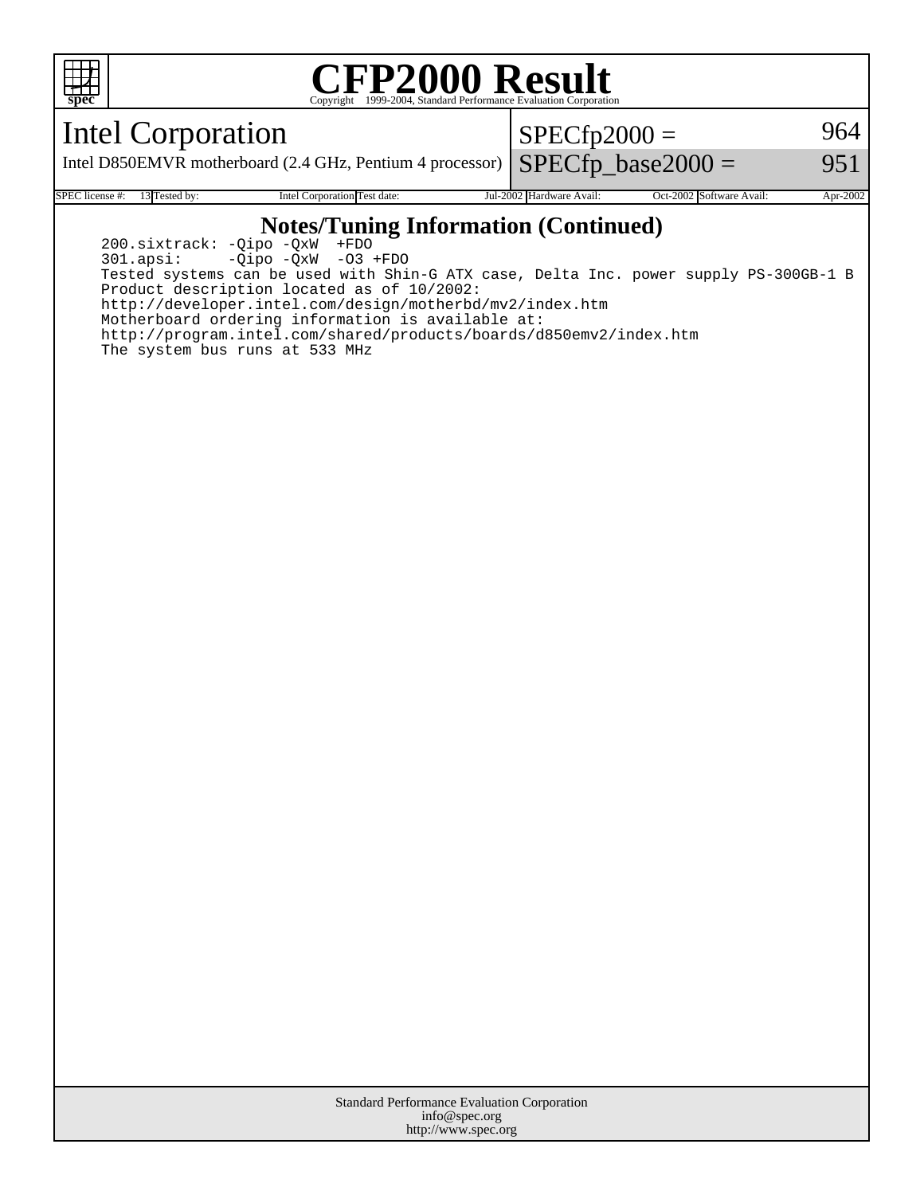# CFP2000 Result

Copyright 1999-2004, Standard Performance Evaluation Corporation

## Intel Corporation

Intel D850EMVR motherboard (2.4 GHz, Pentium 4 processor)

SPECfp2000 = 964

SPECfp_base2000 = 951

| SPEC license #: | 13 | Tested by: | Intel Corporation | Test date: | Jul-2002 | Hardware Avail: | Oct-2002 | Software Avail: | Apr-2002 |
|---|---|---|---|---|---|---|---|---|---|

## Notes/Tuning Information (Continued)

```
200.sixtrack: -Qipo -QxW  +FDO
301.apsi:     -Qipo -QxW  -O3 +FDO
Tested systems can be used with Shin-G ATX case, Delta Inc. power supply PS-300GB-1 B
Product description located as of 10/2002:
http://developer.intel.com/design/motherbd/mv2/index.htm
Motherboard ordering information is available at:
http://program.intel.com/shared/products/boards/d850emv2/index.htm
The system bus runs at 533 MHz
```

Standard Performance Evaluation Corporation
info@spec.org
http://www.spec.org